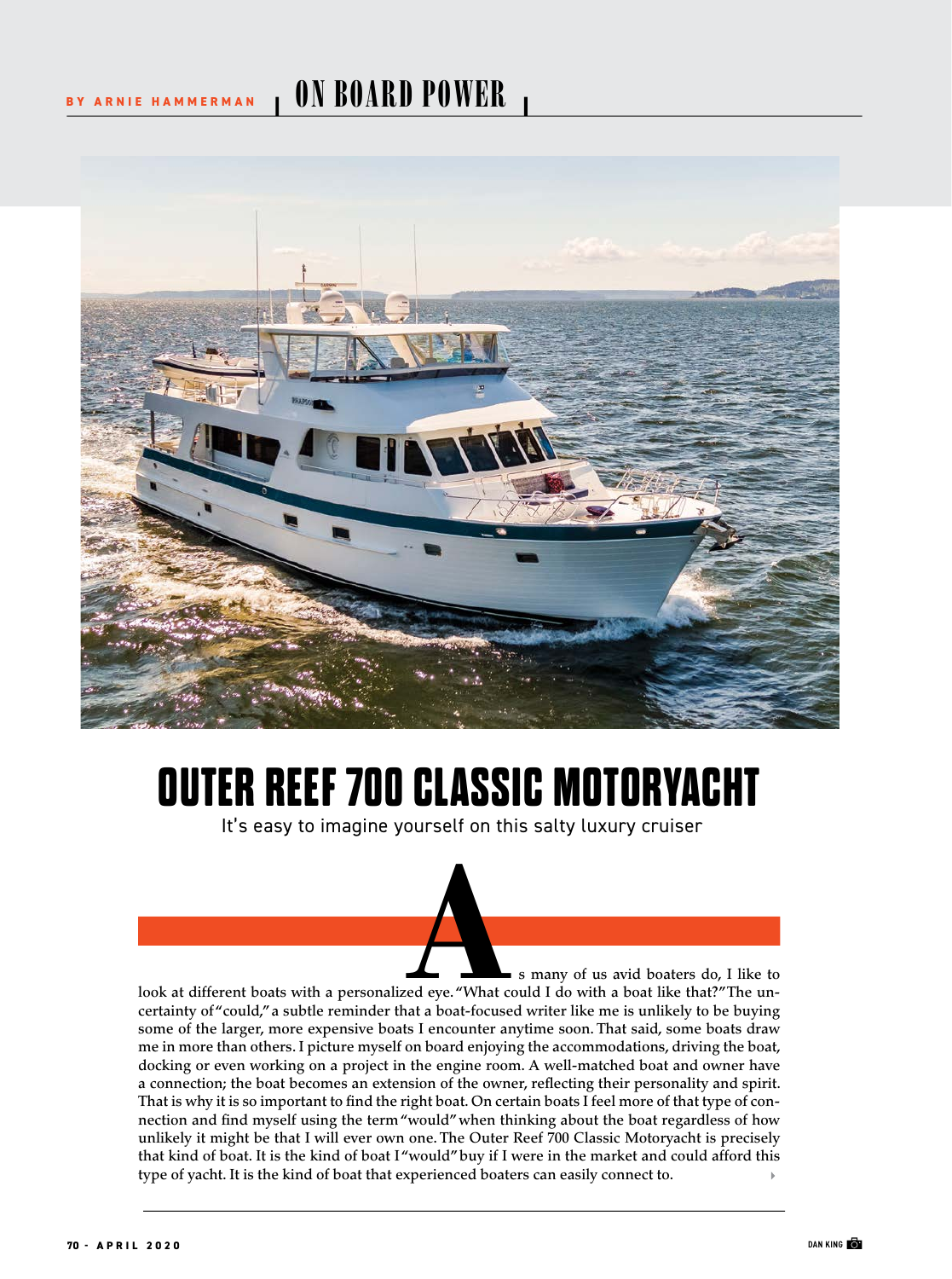BY ARNIE HAMMERMAN | ON BOARD POWER

# OUTER REEF 700 CLASSIC MOTORYACHT

It's easy to imagine yourself on this salty luxury cruiser

As many of us avid boaters do, I like to look at different boats with a personalized eye. "What could I do with a boat like that?" The uncertainty of "could," a subtle reminder that a boat-focused writer like me is unlikely to be buying some of the larger, more expensive boats I encounter anytime soon. That said, some boats draw me in more than others. I picture myself on board enjoying the accommodations, driving the boat, docking or even working on a project in the engine room. A well-matched boat and owner have a connection; the boat becomes an extension of the owner, reflecting their personality and spirit. That is why it is so important to find the right boat. On certain boats I feel more of that type of connection and find myself using the term "would" when thinking about the boat regardless of how unlikely it might be that I will ever own one. The Outer Reef 700 Classic Motoryacht is precisely that kind of boat. It is the kind of boat I "would" buy if I were in the market and could afford this type of yacht. It is the kind of boat that experienced boaters can easily connect to.

DAN KING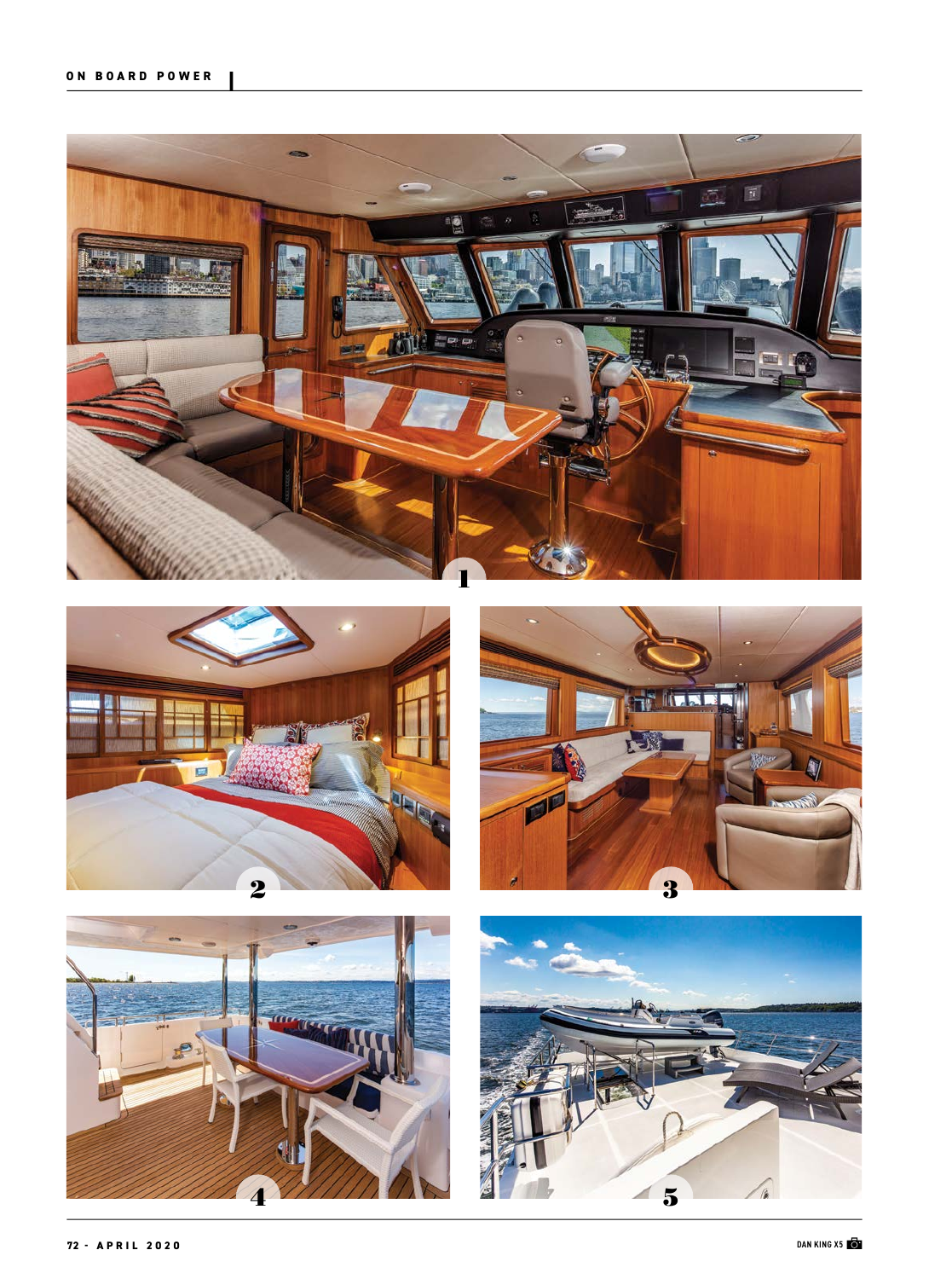1

2

3

4

5

DAN KING X5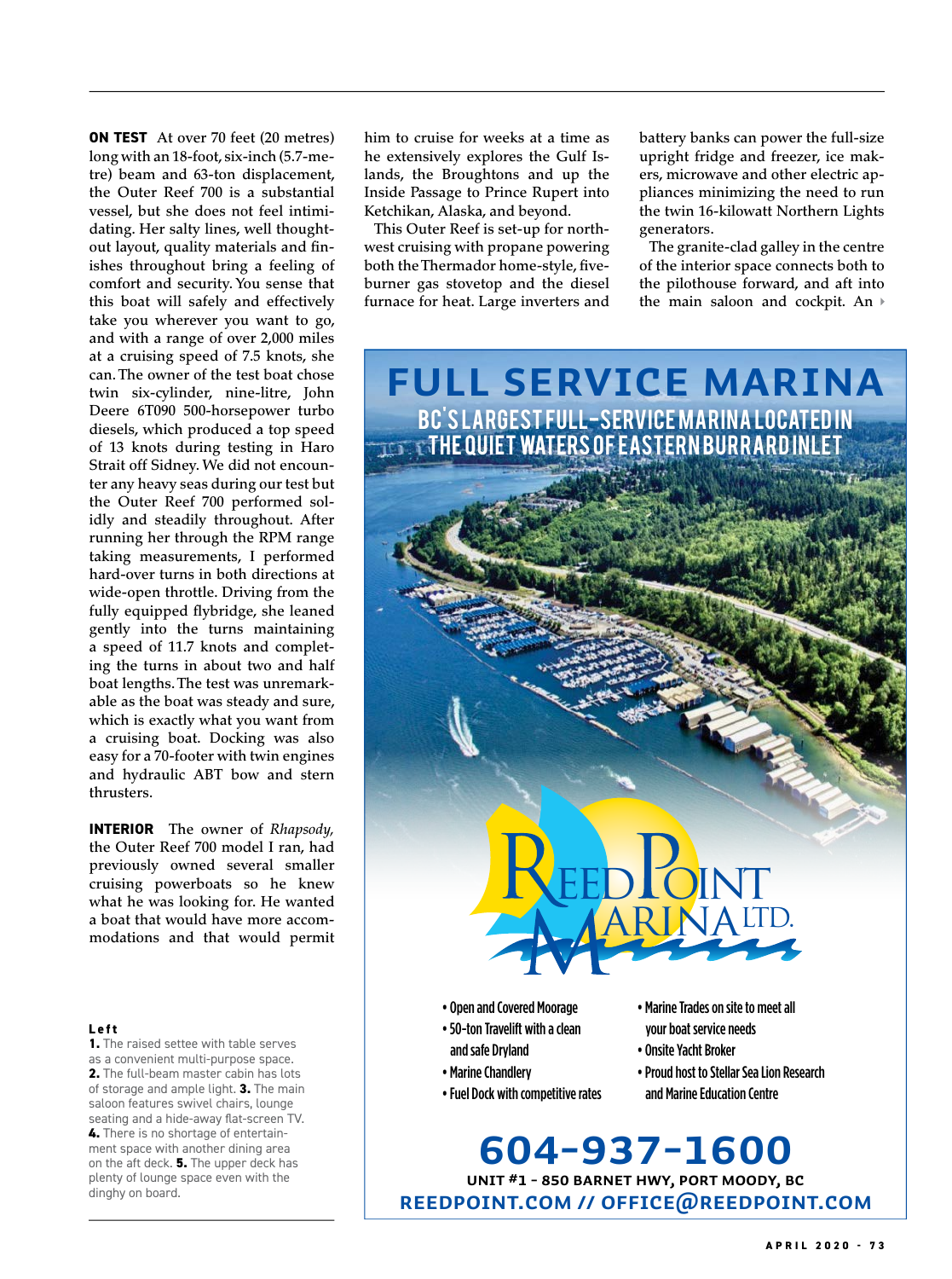**ON TEST** At over 70 feet (20 metres) long with an 18-foot, six-inch (5.7-metre) beam and 63-ton displacement, the Outer Reef 700 is a substantial vessel, but she does not feel intimidating. Her salty lines, well thought-out layout, quality materials and finishes throughout bring a feeling of comfort and security. You sense that this boat will safely and effectively take you wherever you want to go, and with a range of over 2,000 miles at a cruising speed of 7.5 knots, she can. The owner of the test boat chose twin six-cylinder, nine-litre, John Deere 6T090 500-horsepower turbo diesels, which produced a top speed of 13 knots during testing in Haro Strait off Sidney. We did not encounter any heavy seas during our test but the Outer Reef 700 performed solidly and steadily throughout. After running her through the RPM range taking measurements, I performed hard-over turns in both directions at wide-open throttle. Driving from the fully equipped flybridge, she leaned gently into the turns maintaining a speed of 11.7 knots and completing the turns in about two and half boat lengths. The test was unremarkable as the boat was steady and sure, which is exactly what you want from a cruising boat. Docking was also easy for a 70-footer with twin engines and hydraulic ABT bow and stern thrusters.

**INTERIOR** The owner of *Rhapsody,* the Outer Reef 700 model I ran, had previously owned several smaller cruising powerboats so he knew what he was looking for. He wanted a boat that would have more accommodations and that would permit him to cruise for weeks at a time as he extensively explores the Gulf Islands, the Broughtons and up the Inside Passage to Prince Rupert into Ketchikan, Alaska, and beyond.

This Outer Reef is set-up for northwest cruising with propane powering both the Thermador home-style, five-burner gas stovetop and the diesel furnace for heat. Large inverters and battery banks can power the full-size upright fridge and freezer, ice makers, microwave and other electric appliances minimizing the need to run the twin 16-kilowatt Northern Lights generators.

The granite-clad galley in the centre of the interior space connects both to the pilothouse forward, and aft into the main saloon and cockpit. An ▸

**Left**
**1.** The raised settee with table serves as a convenient multi-purpose space. **2.** The full-beam master cabin has lots of storage and ample light. **3.** The main saloon features swivel chairs, lounge seating and a hide-away flat-screen TV. **4.** There is no shortage of entertainment space with another dining area on the aft deck. **5.** The upper deck has plenty of lounge space even with the dinghy on board.

# FULL SERVICE MARINA

## BC'S LARGEST FULL-SERVICE MARINA LOCATED IN THE QUIET WATERS OF EASTERN BURRARD INLET

REED POINT MARINA LTD.

- Open and Covered Moorage
- 50-ton Travelift with a clean and safe Dryland
- Marine Chandlery
- Fuel Dock with competitive rates
- Marine Trades on site to meet all your boat service needs
- Onsite Yacht Broker
- Proud host to Stellar Sea Lion Research and Marine Education Centre

**604-937-1600**

UNIT #1 – 850 BARNET HWY, PORT MOODY, BC

REEDPOINT.COM // OFFICE@REEDPOINT.COM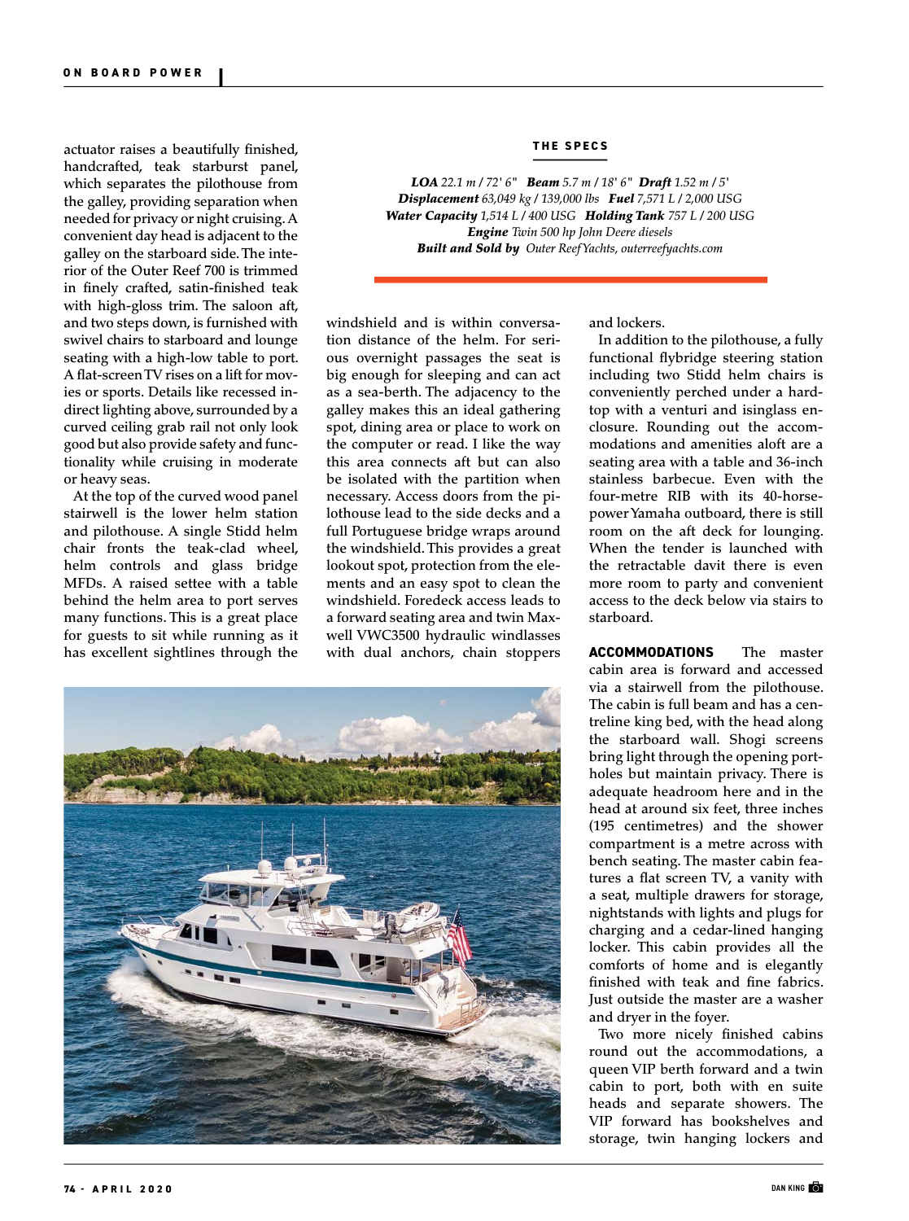actuator raises a beautifully finished, handcrafted, teak starburst panel, which separates the pilothouse from the galley, providing separation when needed for privacy or night cruising. A convenient day head is adjacent to the galley on the starboard side. The interior of the Outer Reef 700 is trimmed in finely crafted, satin-finished teak with high-gloss trim. The saloon aft, and two steps down, is furnished with swivel chairs to starboard and lounge seating with a high-low table to port. A flat-screen TV rises on a lift for movies or sports. Details like recessed indirect lighting above, surrounded by a curved ceiling grab rail not only look good but also provide safety and functionality while cruising in moderate or heavy seas.

At the top of the curved wood panel stairwell is the lower helm station and pilothouse. A single Stidd helm chair fronts the teak-clad wheel, helm controls and glass bridge MFDs. A raised settee with a table behind the helm area to port serves many functions. This is a great place for guests to sit while running as it has excellent sightlines through the windshield and is within conversation distance of the helm. For serious overnight passages the seat is big enough for sleeping and can act as a sea-berth. The adjacency to the galley makes this an ideal gathering spot, dining area or place to work on the computer or read. I like the way this area connects aft but can also be isolated with the partition when necessary. Access doors from the pilothouse lead to the side decks and a full Portuguese bridge wraps around the windshield. This provides a great lookout spot, protection from the elements and an easy spot to clean the windshield. Foredeck access leads to a forward seating area and twin Maxwell VWC3500 hydraulic windlasses with dual anchors, chain stoppers and lockers.

In addition to the pilothouse, a fully functional flybridge steering station including two Stidd helm chairs is conveniently perched under a hardtop with a venturi and isinglass enclosure. Rounding out the accommodations and amenities aloft are a seating area with a table and 36-inch stainless barbecue. Even with the four-metre RIB with its 40-horsepower Yamaha outboard, there is still room on the aft deck for lounging. When the tender is launched with the retractable davit there is even more room to party and convenient access to the deck below via stairs to starboard.

### THE SPECS

***LOA*** *22.1 m / 72' 6"* ***Beam*** *5.7 m / 18' 6"* ***Draft*** *1.52 m / 5'*
***Displacement*** *63,049 kg / 139,000 lbs* ***Fuel*** *7,571 L / 2,000 USG*
***Water Capacity*** *1,514 L / 400 USG* ***Holding Tank*** *757 L / 200 USG*
***Engine*** *Twin 500 hp John Deere diesels*
***Built and Sold by*** *Outer Reef Yachts, outerreefyachts.com*

**ACCOMMODATIONS** The master cabin area is forward and accessed via a stairwell from the pilothouse. The cabin is full beam and has a centreline king bed, with the head along the starboard wall. Shogi screens bring light through the opening portholes but maintain privacy. There is adequate headroom here and in the head at around six feet, three inches (195 centimetres) and the shower compartment is a metre across with bench seating. The master cabin features a flat screen TV, a vanity with a seat, multiple drawers for storage, nightstands with lights and plugs for charging and a cedar-lined hanging locker. This cabin provides all the comforts of home and is elegantly finished with teak and fine fabrics. Just outside the master are a washer and dryer in the foyer.

Two more nicely finished cabins round out the accommodations, a queen VIP berth forward and a twin cabin to port, both with en suite heads and separate showers. The VIP forward has bookshelves and storage, twin hanging lockers and

DAN KING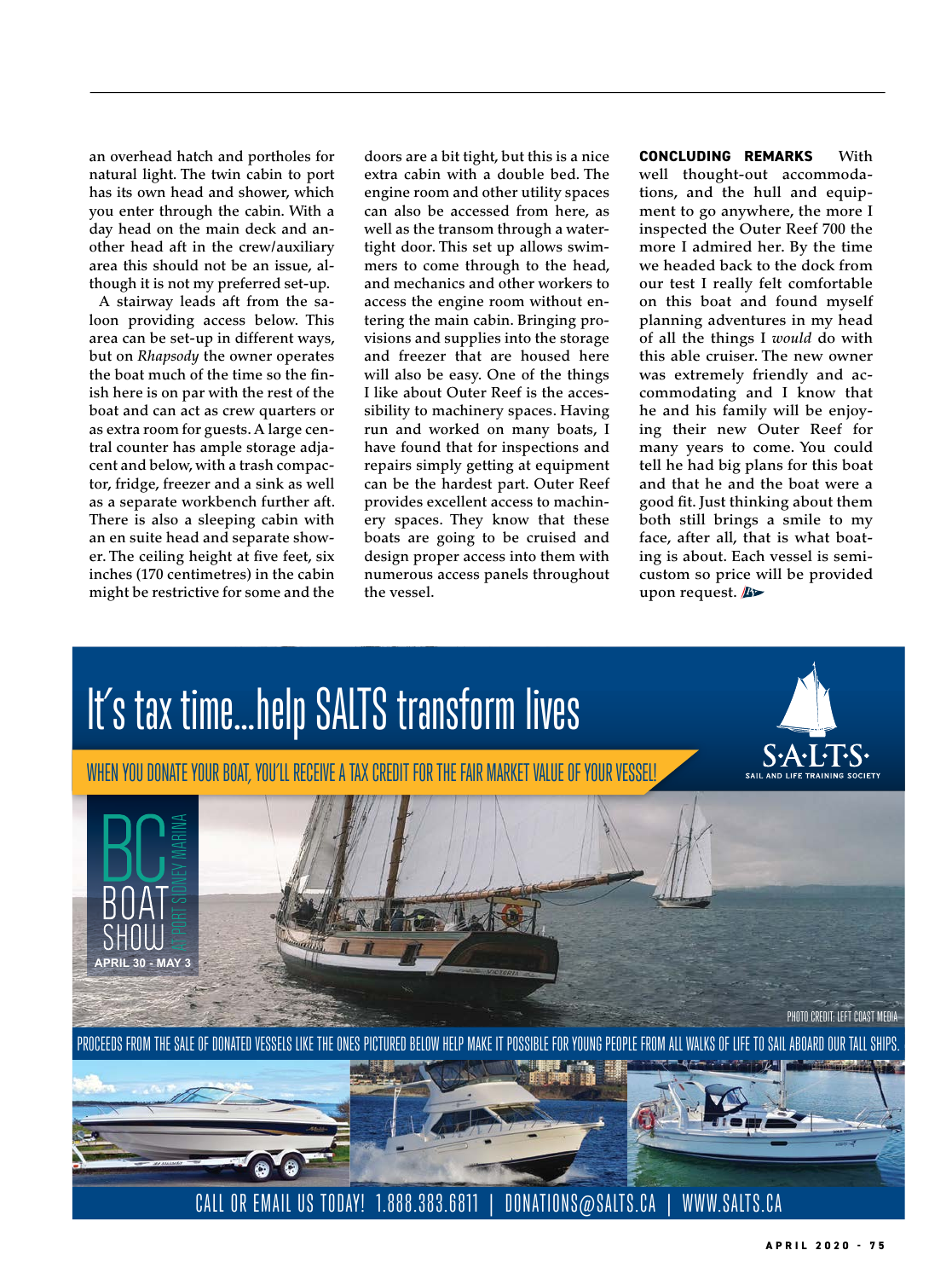an overhead hatch and portholes for natural light. The twin cabin to port has its own head and shower, which you enter through the cabin. With a day head on the main deck and another head aft in the crew/auxiliary area this should not be an issue, although it is not my preferred set-up.

A stairway leads aft from the saloon providing access below. This area can be set-up in different ways, but on *Rhapsody* the owner operates the boat much of the time so the finish here is on par with the rest of the boat and can act as crew quarters or as extra room for guests. A large central counter has ample storage adjacent and below, with a trash compactor, fridge, freezer and a sink as well as a separate workbench further aft. There is also a sleeping cabin with an en suite head and separate shower. The ceiling height at five feet, six inches (170 centimetres) in the cabin might be restrictive for some and the doors are a bit tight, but this is a nice extra cabin with a double bed. The engine room and other utility spaces can also be accessed from here, as well as the transom through a watertight door. This set up allows swimmers to come through to the head, and mechanics and other workers to access the engine room without entering the main cabin. Bringing provisions and supplies into the storage and freezer that are housed here will also be easy. One of the things I like about Outer Reef is the accessibility to machinery spaces. Having run and worked on many boats, I have found that for inspections and repairs simply getting at equipment can be the hardest part. Outer Reef provides excellent access to machinery spaces. They know that these boats are going to be cruised and design proper access into them with numerous access panels throughout the vessel.

**CONCLUDING REMARKS** With well thought-out accommodations, and the hull and equipment to go anywhere, the more I inspected the Outer Reef 700 the more I admired her. By the time we headed back to the dock from our test I really felt comfortable on this boat and found myself planning adventures in my head of all the things I *would* do with this able cruiser. The new owner was extremely friendly and accommodating and I know that he and his family will be enjoying their new Outer Reef for many years to come. You could tell he had big plans for this boat and that he and the boat were a good fit. Just thinking about them both still brings a smile to my face, after all, that is what boating is about. Each vessel is semi-custom so price will be provided upon request.

# It's tax time...help SALTS transform lives

WHEN YOU DONATE YOUR BOAT, YOU'LL RECEIVE A TAX CREDIT FOR THE FAIR MARKET VALUE OF YOUR VESSEL!

S·A·L·T·S·
SAIL AND LIFE TRAINING SOCIETY

BC BOAT SHOW AT PORT SIDNEY MARINA
APRIL 30 - MAY 3

PHOTO CREDIT: LEFT COAST MEDIA

PROCEEDS FROM THE SALE OF DONATED VESSELS LIKE THE ONES PICTURED BELOW HELP MAKE IT POSSIBLE FOR YOUNG PEOPLE FROM ALL WALKS OF LIFE TO SAIL ABOARD OUR TALL SHIPS.

CALL OR EMAIL US TODAY! 1.888.383.6811 | DONATIONS@SALTS.CA | WWW.SALTS.CA